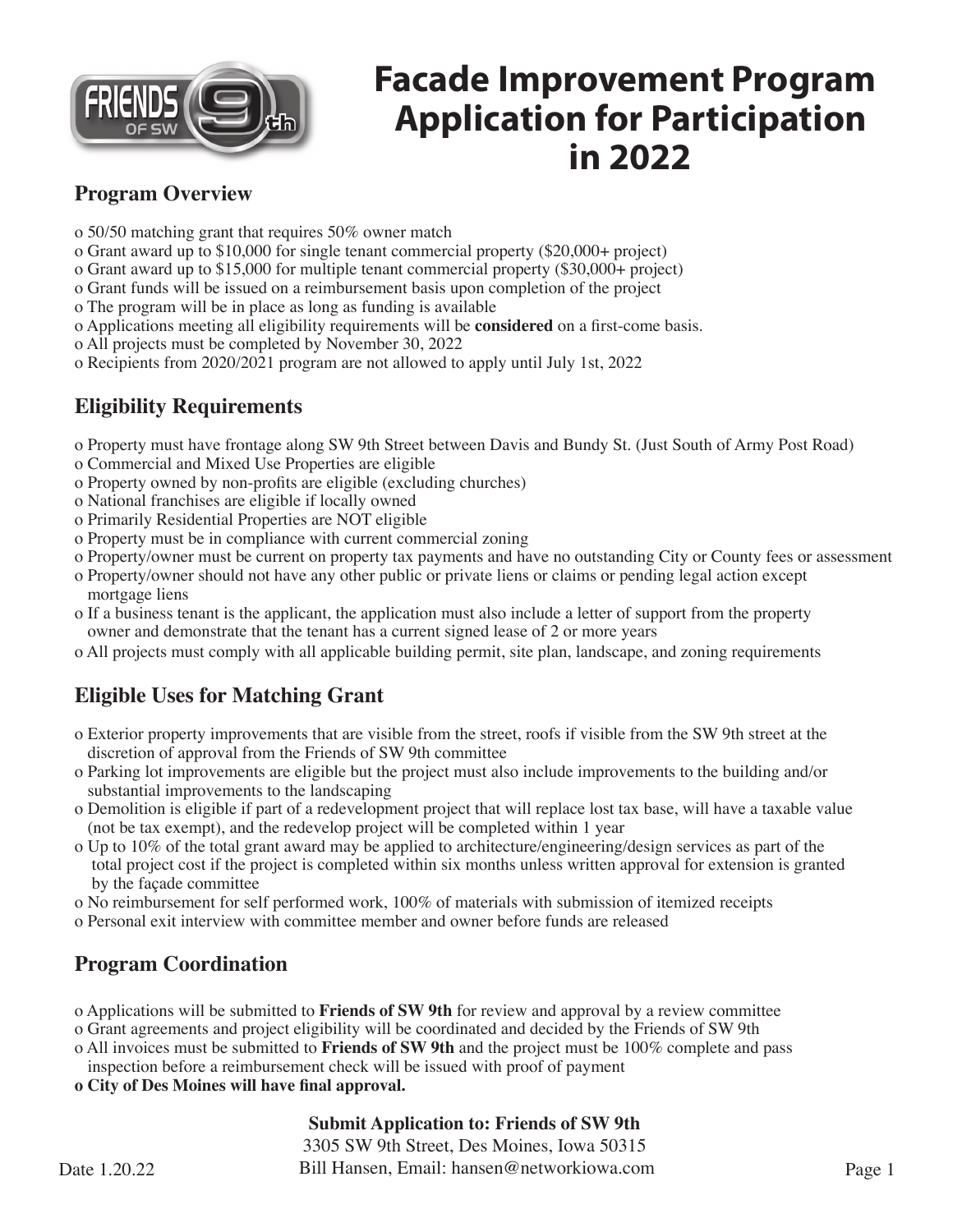# Facade Improvement Program Application for Participation in 2022

## Program Overview

- o 50/50 matching grant that requires 50% owner match
- o Grant award up to $10,000 for single tenant commercial property ($20,000+ project)
- o Grant award up to $15,000 for multiple tenant commercial property ($30,000+ project)
- o Grant funds will be issued on a reimbursement basis upon completion of the project
- o The program will be in place as long as funding is available
- o Applications meeting all eligibility requirements will be **considered** on a first-come basis.
- o All projects must be completed by November 30, 2022
- o Recipients from 2020/2021 program are not allowed to apply until July 1st, 2022

## Eligibility Requirements

- o Property must have frontage along SW 9th Street between Davis and Bundy St. (Just South of Army Post Road)
- o Commercial and Mixed Use Properties are eligible
- o Property owned by non-profits are eligible (excluding churches)
- o National franchises are eligible if locally owned
- o Primarily Residential Properties are NOT eligible
- o Property must be in compliance with current commercial zoning
- o Property/owner must be current on property tax payments and have no outstanding City or County fees or assessment
- o Property/owner should not have any other public or private liens or claims or pending legal action except mortgage liens
- o If a business tenant is the applicant, the application must also include a letter of support from the property owner and demonstrate that the tenant has a current signed lease of 2 or more years
- o All projects must comply with all applicable building permit, site plan, landscape, and zoning requirements

## Eligible Uses for Matching Grant

- o Exterior property improvements that are visible from the street, roofs if visible from the SW 9th street at the discretion of approval from the Friends of SW 9th committee
- o Parking lot improvements are eligible but the project must also include improvements to the building and/or substantial improvements to the landscaping
- o Demolition is eligible if part of a redevelopment project that will replace lost tax base, will have a taxable value (not be tax exempt), and the redevelop project will be completed within 1 year
- o Up to 10% of the total grant award may be applied to architecture/engineering/design services as part of the total project cost if the project is completed within six months unless written approval for extension is granted by the façade committee
- o No reimbursement for self performed work, 100% of materials with submission of itemized receipts
- o Personal exit interview with committee member and owner before funds are released

## Program Coordination

- o Applications will be submitted to **Friends of SW 9th** for review and approval by a review committee
- o Grant agreements and project eligibility will be coordinated and decided by the Friends of SW 9th
- o All invoices must be submitted to **Friends of SW 9th** and the project must be 100% complete and pass inspection before a reimbursement check will be issued with proof of payment
- **o City of Des Moines will have final approval.**

**Submit Application to: Friends of SW 9th**
3305 SW 9th Street, Des Moines, Iowa 50315
Bill Hansen, Email: hansen@networkiowa.com

Date 1.20.22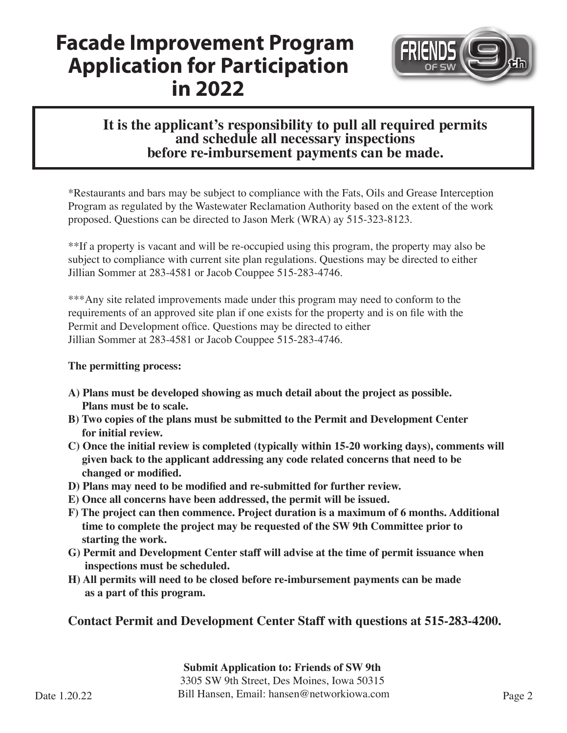# Facade Improvement Program Application for Participation in 2022

**It is the applicant's responsibility to pull all required permits and schedule all necessary inspections before re-imbursement payments can be made.**

*Restaurants and bars may be subject to compliance with the Fats, Oils and Grease Interception Program as regulated by the Wastewater Reclamation Authority based on the extent of the work proposed. Questions can be directed to Jason Merk (WRA) ay 515-323-8123.

**If a property is vacant and will be re-occupied using this program, the property may also be subject to compliance with current site plan regulations. Questions may be directed to either Jillian Sommer at 283-4581 or Jacob Couppee 515-283-4746.

***Any site related improvements made under this program may need to conform to the requirements of an approved site plan if one exists for the property and is on file with the Permit and Development office. Questions may be directed to either Jillian Sommer at 283-4581 or Jacob Couppee 515-283-4746.

**The permitting process:**

**A) Plans must be developed showing as much detail about the project as possible. Plans must be to scale.**
**B) Two copies of the plans must be submitted to the Permit and Development Center for initial review.**
**C) Once the initial review is completed (typically within 15-20 working days), comments will given back to the applicant addressing any code related concerns that need to be changed or modified.**
**D) Plans may need to be modified and re-submitted for further review.**
**E) Once all concerns have been addressed, the permit will be issued.**
**F) The project can then commence. Project duration is a maximum of 6 months. Additional time to complete the project may be requested of the SW 9th Committee prior to starting the work.**
**G) Permit and Development Center staff will advise at the time of permit issuance when inspections must be scheduled.**
**H) All permits will need to be closed before re-imbursement payments can be made as a part of this program.**

**Contact Permit and Development Center Staff with questions at 515-283-4200.**

**Submit Application to: Friends of SW 9th**
3305 SW 9th Street, Des Moines, Iowa 50315
Bill Hansen, Email: hansen@networkiowa.com

Date 1.20.22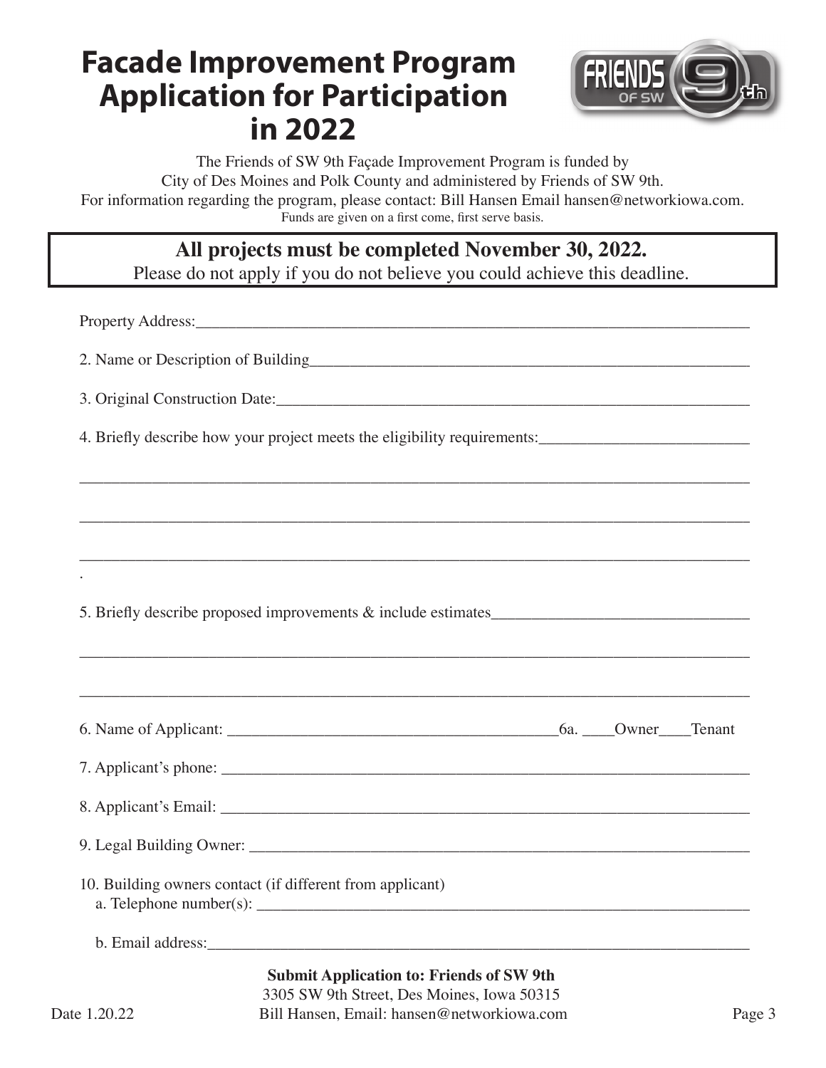# Facade Improvement Program Application for Participation in 2022

The Friends of SW 9th Façade Improvement Program is funded by City of Des Moines and Polk County and administered by Friends of SW 9th.
For information regarding the program, please contact: Bill Hansen Email hansen@networkiowa.com.
Funds are given on a first come, first serve basis.

**All projects must be completed November 30, 2022.**
Please do not apply if you do not believe you could achieve this deadline.

Property Address:___________________________________________________________________

2. Name or Description of Building_______________________________________________________

3. Original Construction Date:__________________________________________________________

4. Briefly describe how your project meets the eligibility requirements:_________________________

_______________________________________________________________________________

_______________________________________________________________________________

_______________________________________________________________________________

.

5. Briefly describe proposed improvements & include estimates_______________________________

_______________________________________________________________________________

_______________________________________________________________________________

6. Name of Applicant: ________________________________________6a. ____Owner____Tenant

7. Applicant's phone: _________________________________________________________________

8. Applicant's Email: _________________________________________________________________

9. Legal Building Owner: ______________________________________________________________

10. Building owners contact (if different from applicant)
 a. Telephone number(s): ____________________________________________________________

 b. Email address:__________________________________________________________________

**Submit Application to: Friends of SW 9th**
3305 SW 9th Street, Des Moines, Iowa 50315
Bill Hansen, Email: hansen@networkiowa.com

Date 1.20.22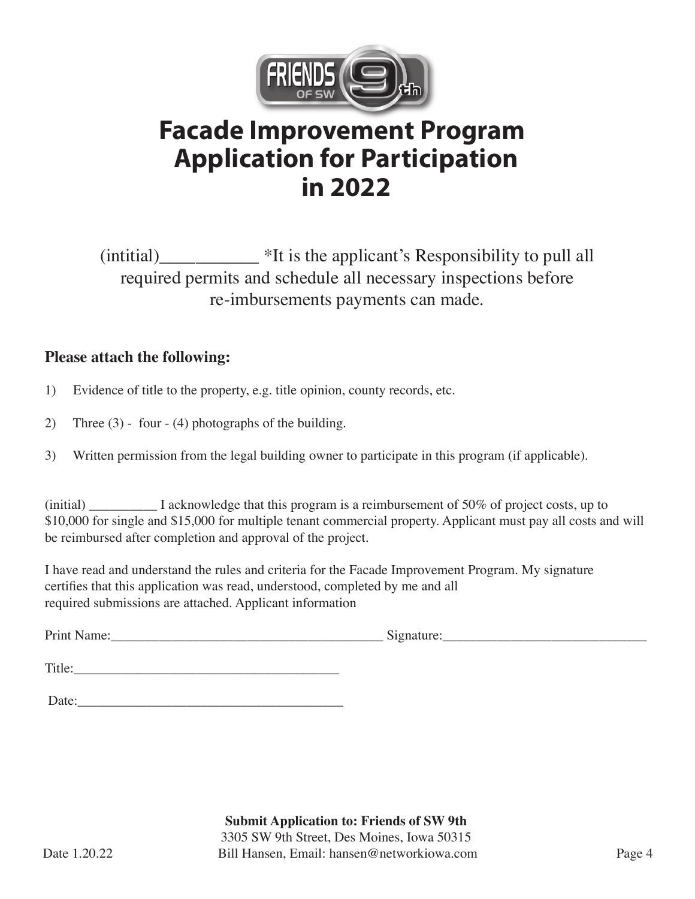# Facade Improvement Program Application for Participation in 2022

(intitial)___________ *It is the applicant's Responsibility to pull all required permits and schedule all necessary inspections before re-imbursements payments can made.

**Please attach the following:**

1) Evidence of title to the property, e.g. title opinion, county records, etc.

2) Three (3) - four - (4) photographs of the building.

3) Written permission from the legal building owner to participate in this program (if applicable).

(initial) __________ I acknowledge that this program is a reimbursement of 50% of project costs, up to $10,000 for single and $15,000 for multiple tenant commercial property. Applicant must pay all costs and will be reimbursed after completion and approval of the project.

I have read and understand the rules and criteria for the Facade Improvement Program. My signature certifies that this application was read, understood, completed by me and all required submissions are attached. Applicant information

Print Name:_________________________________________ Signature:______________________________

Title:_______________________________________

Date:_______________________________________

**Submit Application to: Friends of SW 9th**
3305 SW 9th Street, Des Moines, Iowa 50315
Bill Hansen, Email: hansen@networkiowa.com

Date 1.20.22